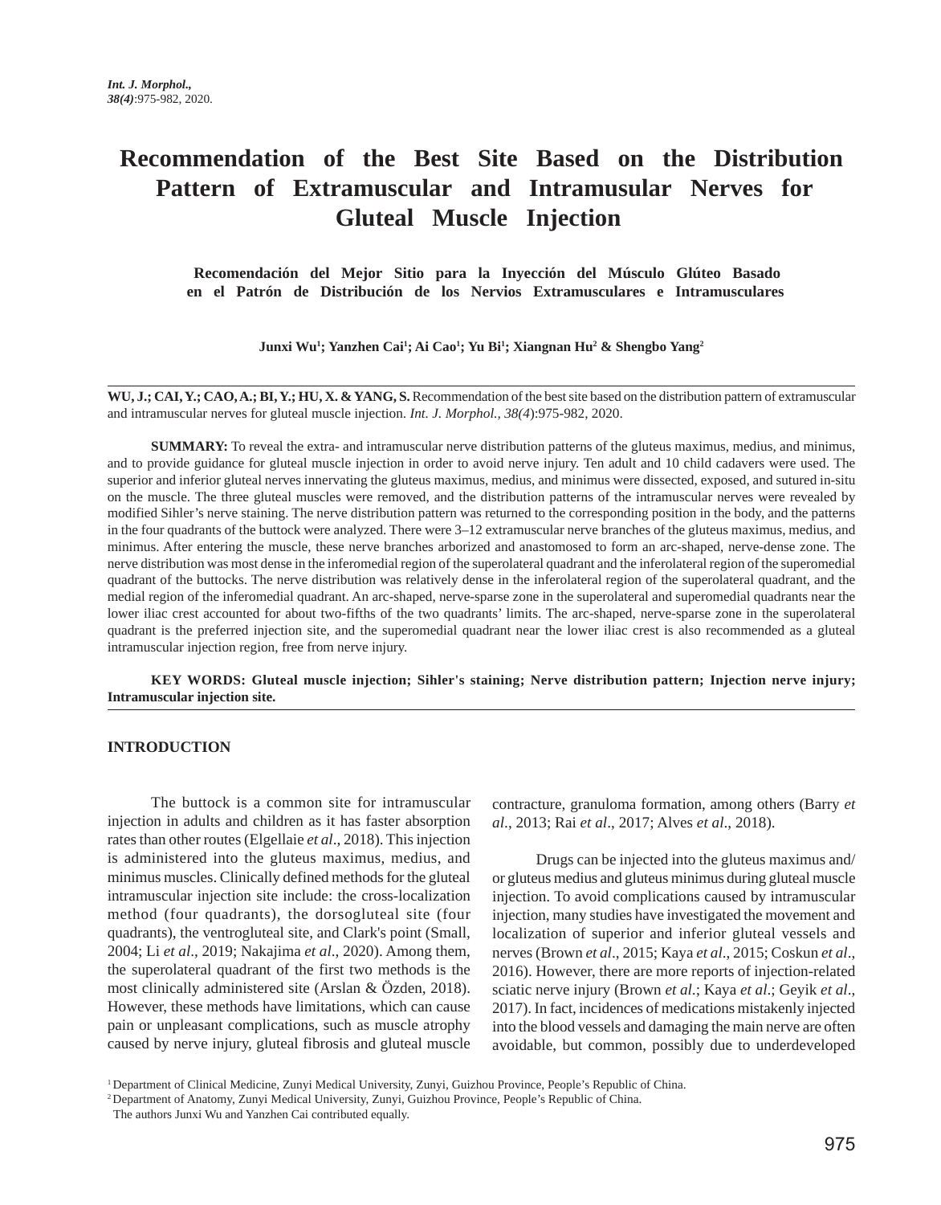# Recommendation of the Best Site Based on the Distribution Pattern of Extramuscular and Intramusular Nerves for Gluteal Muscle Injection

## Recomendación del Mejor Sitio para la Inyección del Músculo Glúteo Basado en el Patrón de Distribución de los Nervios Extramusculares e Intramusculares

**Junxi Wu[1]; Yanzhen Cai[1]; Ai Cao[1]; Yu Bi[1]; Xiangnan Hu[2] & Shengbo Yang[2]**

**WU, J.; CAI, Y.; CAO, A.; BI, Y.; HU, X. & YANG, S.** Recommendation of the best site based on the distribution pattern of extramuscular and intramuscular nerves for gluteal muscle injection. *Int. J. Morphol., 38(4)*:975-982, 2020.

**SUMMARY:** To reveal the extra- and intramuscular nerve distribution patterns of the gluteus maximus, medius, and minimus, and to provide guidance for gluteal muscle injection in order to avoid nerve injury. Ten adult and 10 child cadavers were used. The superior and inferior gluteal nerves innervating the gluteus maximus, medius, and minimus were dissected, exposed, and sutured in-situ on the muscle. The three gluteal muscles were removed, and the distribution patterns of the intramuscular nerves were revealed by modified Sihler's nerve staining. The nerve distribution pattern was returned to the corresponding position in the body, and the patterns in the four quadrants of the buttock were analyzed. There were 3–12 extramuscular nerve branches of the gluteus maximus, medius, and minimus. After entering the muscle, these nerve branches arborized and anastomosed to form an arc-shaped, nerve-dense zone. The nerve distribution was most dense in the inferomedial region of the superolateral quadrant and the inferolateral region of the superomedial quadrant of the buttocks. The nerve distribution was relatively dense in the inferolateral region of the superolateral quadrant, and the medial region of the inferomedial quadrant. An arc-shaped, nerve-sparse zone in the superolateral and superomedial quadrants near the lower iliac crest accounted for about two-fifths of the two quadrants' limits. The arc-shaped, nerve-sparse zone in the superolateral quadrant is the preferred injection site, and the superomedial quadrant near the lower iliac crest is also recommended as a gluteal intramuscular injection region, free from nerve injury.

**KEY WORDS: Gluteal muscle injection; Sihler's staining; Nerve distribution pattern; Injection nerve injury; Intramuscular injection site.**

## INTRODUCTION

The buttock is a common site for intramuscular injection in adults and children as it has faster absorption rates than other routes (Elgellaie *et al*., 2018). This injection is administered into the gluteus maximus, medius, and minimus muscles. Clinically defined methods for the gluteal intramuscular injection site include: the cross-localization method (four quadrants), the dorsogluteal site (four quadrants), the ventrogluteal site, and Clark's point (Small, 2004; Li *et al*., 2019; Nakajima *et al*., 2020). Among them, the superolateral quadrant of the first two methods is the most clinically administered site (Arslan & Özden, 2018). However, these methods have limitations, which can cause pain or unpleasant complications, such as muscle atrophy caused by nerve injury, gluteal fibrosis and gluteal muscle contracture, granuloma formation, among others (Barry *et al*., 2013; Rai *et al*., 2017; Alves *et al*., 2018).

Drugs can be injected into the gluteus maximus and/or gluteus medius and gluteus minimus during gluteal muscle injection. To avoid complications caused by intramuscular injection, many studies have investigated the movement and localization of superior and inferior gluteal vessels and nerves (Brown *et al*., 2015; Kaya *et al*., 2015; Coskun *et al*., 2016). However, there are more reports of injection-related sciatic nerve injury (Brown *et al*.; Kaya *et al*.; Geyik *et al*., 2017). In fact, incidences of medications mistakenly injected into the blood vessels and damaging the main nerve are often avoidable, but common, possibly due to underdeveloped

[1] Department of Clinical Medicine, Zunyi Medical University, Zunyi, Guizhou Province, People's Republic of China.
[2] Department of Anatomy, Zunyi Medical University, Zunyi, Guizhou Province, People's Republic of China.
The authors Junxi Wu and Yanzhen Cai contributed equally.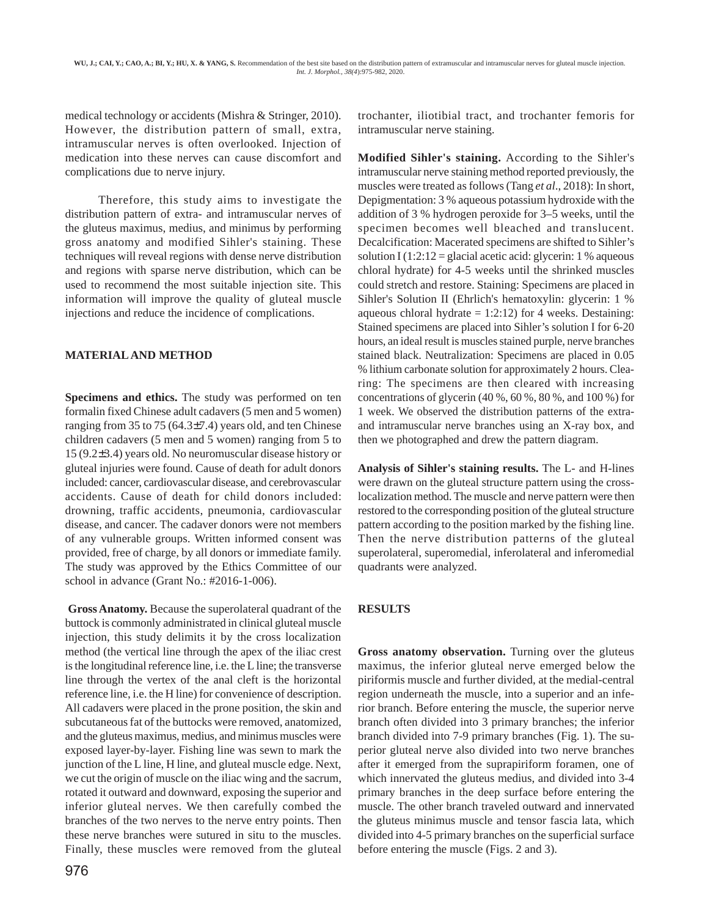medical technology or accidents (Mishra & Stringer, 2010). However, the distribution pattern of small, extra, intramuscular nerves is often overlooked. Injection of medication into these nerves can cause discomfort and complications due to nerve injury.

Therefore, this study aims to investigate the distribution pattern of extra- and intramuscular nerves of the gluteus maximus, medius, and minimus by performing gross anatomy and modified Sihler's staining. These techniques will reveal regions with dense nerve distribution and regions with sparse nerve distribution, which can be used to recommend the most suitable injection site. This information will improve the quality of gluteal muscle injections and reduce the incidence of complications.

## MATERIAL AND METHOD

**Specimens and ethics.** The study was performed on ten formalin fixed Chinese adult cadavers (5 men and 5 women) ranging from 35 to 75 (64.3±7.4) years old, and ten Chinese children cadavers (5 men and 5 women) ranging from 5 to 15 (9.2±3.4) years old. No neuromuscular disease history or gluteal injuries were found. Cause of death for adult donors included: cancer, cardiovascular disease, and cerebrovascular accidents. Cause of death for child donors included: drowning, traffic accidents, pneumonia, cardiovascular disease, and cancer. The cadaver donors were not members of any vulnerable groups. Written informed consent was provided, free of charge, by all donors or immediate family. The study was approved by the Ethics Committee of our school in advance (Grant No.: #2016-1-006).

**Gross Anatomy.** Because the superolateral quadrant of the buttock is commonly administrated in clinical gluteal muscle injection, this study delimits it by the cross localization method (the vertical line through the apex of the iliac crest is the longitudinal reference line, i.e. the L line; the transverse line through the vertex of the anal cleft is the horizontal reference line, i.e. the H line) for convenience of description. All cadavers were placed in the prone position, the skin and subcutaneous fat of the buttocks were removed, anatomized, and the gluteus maximus, medius, and minimus muscles were exposed layer-by-layer. Fishing line was sewn to mark the junction of the L line, H line, and gluteal muscle edge. Next, we cut the origin of muscle on the iliac wing and the sacrum, rotated it outward and downward, exposing the superior and inferior gluteal nerves. We then carefully combed the branches of the two nerves to the nerve entry points. Then these nerve branches were sutured in situ to the muscles. Finally, these muscles were removed from the gluteal trochanter, iliotibial tract, and trochanter femoris for intramuscular nerve staining.

**Modified Sihler's staining.** According to the Sihler's intramuscular nerve staining method reported previously, the muscles were treated as follows (Tang *et al*., 2018): In short, Depigmentation: 3 % aqueous potassium hydroxide with the addition of 3 % hydrogen peroxide for 3–5 weeks, until the specimen becomes well bleached and translucent. Decalcification: Macerated specimens are shifted to Sihler's solution I (1:2:12 = glacial acetic acid: glycerin: 1 % aqueous chloral hydrate) for 4-5 weeks until the shrinked muscles could stretch and restore. Staining: Specimens are placed in Sihler's Solution II (Ehrlich's hematoxylin: glycerin: 1 % aqueous chloral hydrate = 1:2:12) for 4 weeks. Destaining: Stained specimens are placed into Sihler's solution I for 6-20 hours, an ideal result is muscles stained purple, nerve branches stained black. Neutralization: Specimens are placed in 0.05 % lithium carbonate solution for approximately 2 hours. Clearing: The specimens are then cleared with increasing concentrations of glycerin (40 %, 60 %, 80 %, and 100 %) for 1 week. We observed the distribution patterns of the extra- and intramuscular nerve branches using an X-ray box, and then we photographed and drew the pattern diagram.

**Analysis of Sihler's staining results.** The L- and H-lines were drawn on the gluteal structure pattern using the cross-localization method. The muscle and nerve pattern were then restored to the corresponding position of the gluteal structure pattern according to the position marked by the fishing line. Then the nerve distribution patterns of the gluteal superolateral, superomedial, inferolateral and inferomedial quadrants were analyzed.

## RESULTS

**Gross anatomy observation.** Turning over the gluteus maximus, the inferior gluteal nerve emerged below the piriformis muscle and further divided, at the medial-central region underneath the muscle, into a superior and an inferior branch. Before entering the muscle, the superior nerve branch often divided into 3 primary branches; the inferior branch divided into 7-9 primary branches (Fig. 1). The superior gluteal nerve also divided into two nerve branches after it emerged from the suprapiriform foramen, one of which innervated the gluteus medius, and divided into 3-4 primary branches in the deep surface before entering the muscle. The other branch traveled outward and innervated the gluteus minimus muscle and tensor fascia lata, which divided into 4-5 primary branches on the superficial surface before entering the muscle (Figs. 2 and 3).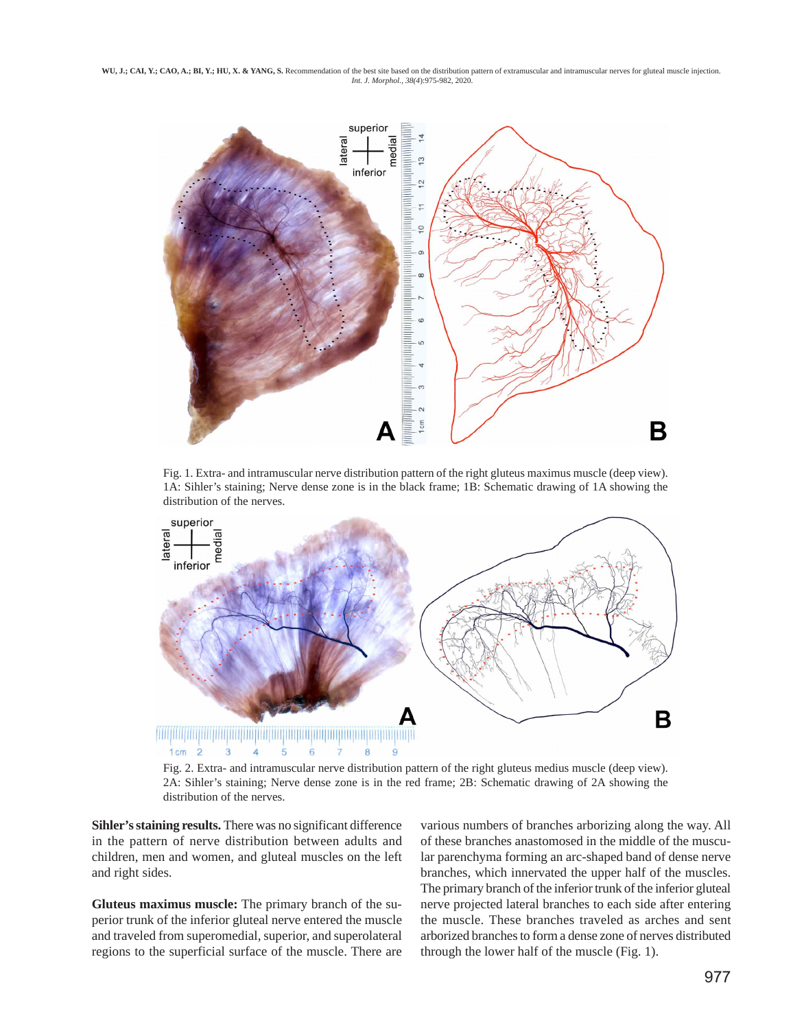Fig. 1. Extra- and intramuscular nerve distribution pattern of the right gluteus maximus muscle (deep view). 1A: Sihler's staining; Nerve dense zone is in the black frame; 1B: Schematic drawing of 1A showing the distribution of the nerves.

Fig. 2. Extra- and intramuscular nerve distribution pattern of the right gluteus medius muscle (deep view). 2A: Sihler's staining; Nerve dense zone is in the red frame; 2B: Schematic drawing of 2A showing the distribution of the nerves.

**Sihler's staining results.** There was no significant difference in the pattern of nerve distribution between adults and children, men and women, and gluteal muscles on the left and right sides.

**Gluteus maximus muscle:** The primary branch of the superior trunk of the inferior gluteal nerve entered the muscle and traveled from superomedial, superior, and superolateral regions to the superficial surface of the muscle. There are various numbers of branches arborizing along the way. All of these branches anastomosed in the middle of the muscular parenchyma forming an arc-shaped band of dense nerve branches, which innervated the upper half of the muscles. The primary branch of the inferior trunk of the inferior gluteal nerve projected lateral branches to each side after entering the muscle. These branches traveled as arches and sent arborized branches to form a dense zone of nerves distributed through the lower half of the muscle (Fig. 1).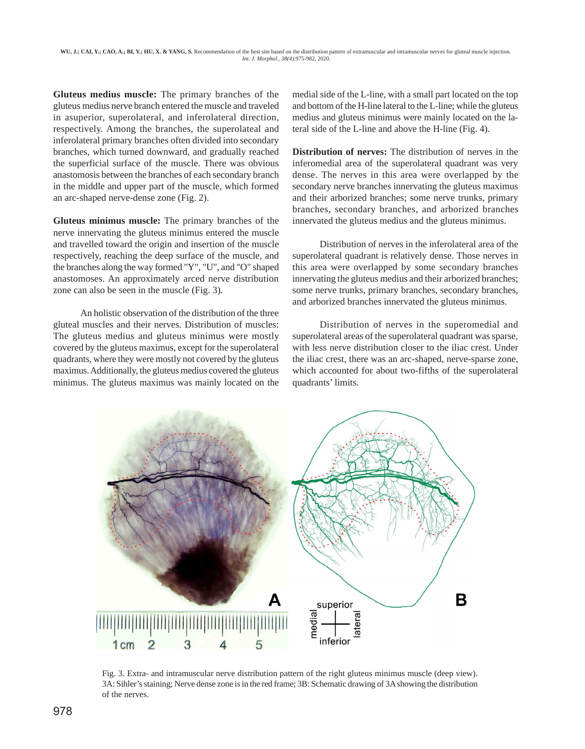**Gluteus medius muscle:** The primary branches of the gluteus medius nerve branch entered the muscle and traveled in asuperior, superolateral, and inferolateral direction, respectively. Among the branches, the superolateal and inferolateral primary branches often divided into secondary branches, which turned downward, and gradually reached the superficial surface of the muscle. There was obvious anastomosis between the branches of each secondary branch in the middle and upper part of the muscle, which formed an arc-shaped nerve-dense zone (Fig. 2).

**Gluteus minimus muscle:** The primary branches of the nerve innervating the gluteus minimus entered the muscle and travelled toward the origin and insertion of the muscle respectively, reaching the deep surface of the muscle, and the branches along the way formed "Y", "U", and "O" shaped anastomoses. An approximately arced nerve distribution zone can also be seen in the muscle (Fig. 3).

An holistic observation of the distribution of the three gluteal muscles and their nerves. Distribution of muscles: The gluteus medius and gluteus minimus were mostly covered by the gluteus maximus, except for the superolateral quadrants, where they were mostly not covered by the gluteus maximus. Additionally, the gluteus medius covered the gluteus minimus. The gluteus maximus was mainly located on the medial side of the L-line, with a small part located on the top and bottom of the H-line lateral to the L-line; while the gluteus medius and gluteus minimus were mainly located on the lateral side of the L-line and above the H-line (Fig. 4).

**Distribution of nerves:** The distribution of nerves in the inferomedial area of the superolateral quadrant was very dense. The nerves in this area were overlapped by the secondary nerve branches innervating the gluteus maximus and their arborized branches; some nerve trunks, primary branches, secondary branches, and arborized branches innervated the gluteus medius and the gluteus minimus.

Distribution of nerves in the inferolateral area of the superolateral quadrant is relatively dense. Those nerves in this area were overlapped by some secondary branches innervating the gluteus medius and their arborized branches; some nerve trunks, primary branches, secondary branches, and arborized branches innervated the gluteus minimus.

Distribution of nerves in the superomedial and superolateral areas of the superolateral quadrant was sparse, with less nerve distribution closer to the iliac crest. Under the iliac crest, there was an arc-shaped, nerve-sparse zone, which accounted for about two-fifths of the superolateral quadrants' limits.

Fig. 3. Extra- and intramuscular nerve distribution pattern of the right gluteus minimus muscle (deep view). 3A: Sihler's staining; Nerve dense zone is in the red frame; 3B: Schematic drawing of 3A showing the distribution of the nerves.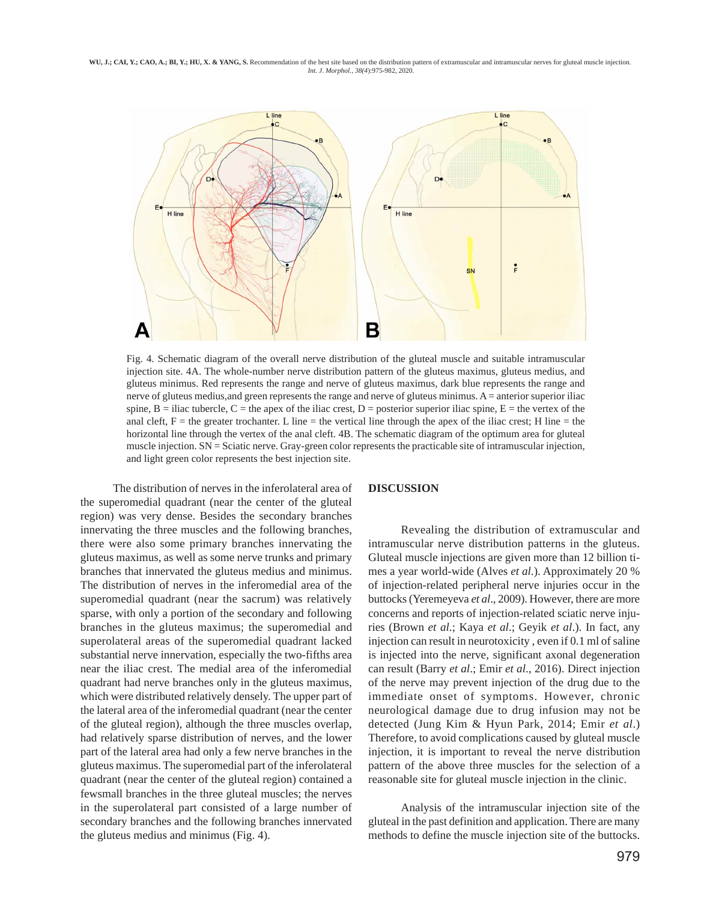Fig. 4. Schematic diagram of the overall nerve distribution of the gluteal muscle and suitable intramuscular injection site. 4A. The whole-number nerve distribution pattern of the gluteus maximus, gluteus medius, and gluteus minimus. Red represents the range and nerve of gluteus maximus, dark blue represents the range and nerve of gluteus medius,and green represents the range and nerve of gluteus minimus. A = anterior superior iliac spine, B = iliac tubercle, C = the apex of the iliac crest, D = posterior superior iliac spine, E = the vertex of the anal cleft, F = the greater trochanter. L line = the vertical line through the apex of the iliac crest; H line = the horizontal line through the vertex of the anal cleft. 4B. The schematic diagram of the optimum area for gluteal muscle injection. SN = Sciatic nerve. Gray-green color represents the practicable site of intramuscular injection, and light green color represents the best injection site.

The distribution of nerves in the inferolateral area of the superomedial quadrant (near the center of the gluteal region) was very dense. Besides the secondary branches innervating the three muscles and the following branches, there were also some primary branches innervating the gluteus maximus, as well as some nerve trunks and primary branches that innervated the gluteus medius and minimus. The distribution of nerves in the inferomedial area of the superomedial quadrant (near the sacrum) was relatively sparse, with only a portion of the secondary and following branches in the gluteus maximus; the superomedial and superolateral areas of the superomedial quadrant lacked substantial nerve innervation, especially the two-fifths area near the iliac crest. The medial area of the inferomedial quadrant had nerve branches only in the gluteus maximus, which were distributed relatively densely. The upper part of the lateral area of the inferomedial quadrant (near the center of the gluteal region), although the three muscles overlap, had relatively sparse distribution of nerves, and the lower part of the lateral area had only a few nerve branches in the gluteus maximus. The superomedial part of the inferolateral quadrant (near the center of the gluteal region) contained a fewsmall branches in the three gluteal muscles; the nerves in the superolateral part consisted of a large number of secondary branches and the following branches innervated the gluteus medius and minimus (Fig. 4).

## DISCUSSION

Revealing the distribution of extramuscular and intramuscular nerve distribution patterns in the gluteus. Gluteal muscle injections are given more than 12 billion times a year world-wide (Alves *et al.*). Approximately 20 % of injection-related peripheral nerve injuries occur in the buttocks (Yeremeyeva *et al.*, 2009). However, there are more concerns and reports of injection-related sciatic nerve injuries (Brown *et al.*; Kaya *et al.*; Geyik *et al.*). In fact, any injection can result in neurotoxicity , even if 0.1 ml of saline is injected into the nerve, significant axonal degeneration can result (Barry *et al.*; Emir *et al.*, 2016). Direct injection of the nerve may prevent injection of the drug due to the immediate onset of symptoms. However, chronic neurological damage due to drug infusion may not be detected (Jung Kim & Hyun Park, 2014; Emir *et al.*) Therefore, to avoid complications caused by gluteal muscle injection, it is important to reveal the nerve distribution pattern of the above three muscles for the selection of a reasonable site for gluteal muscle injection in the clinic.

Analysis of the intramuscular injection site of the gluteal in the past definition and application. There are many methods to define the muscle injection site of the buttocks.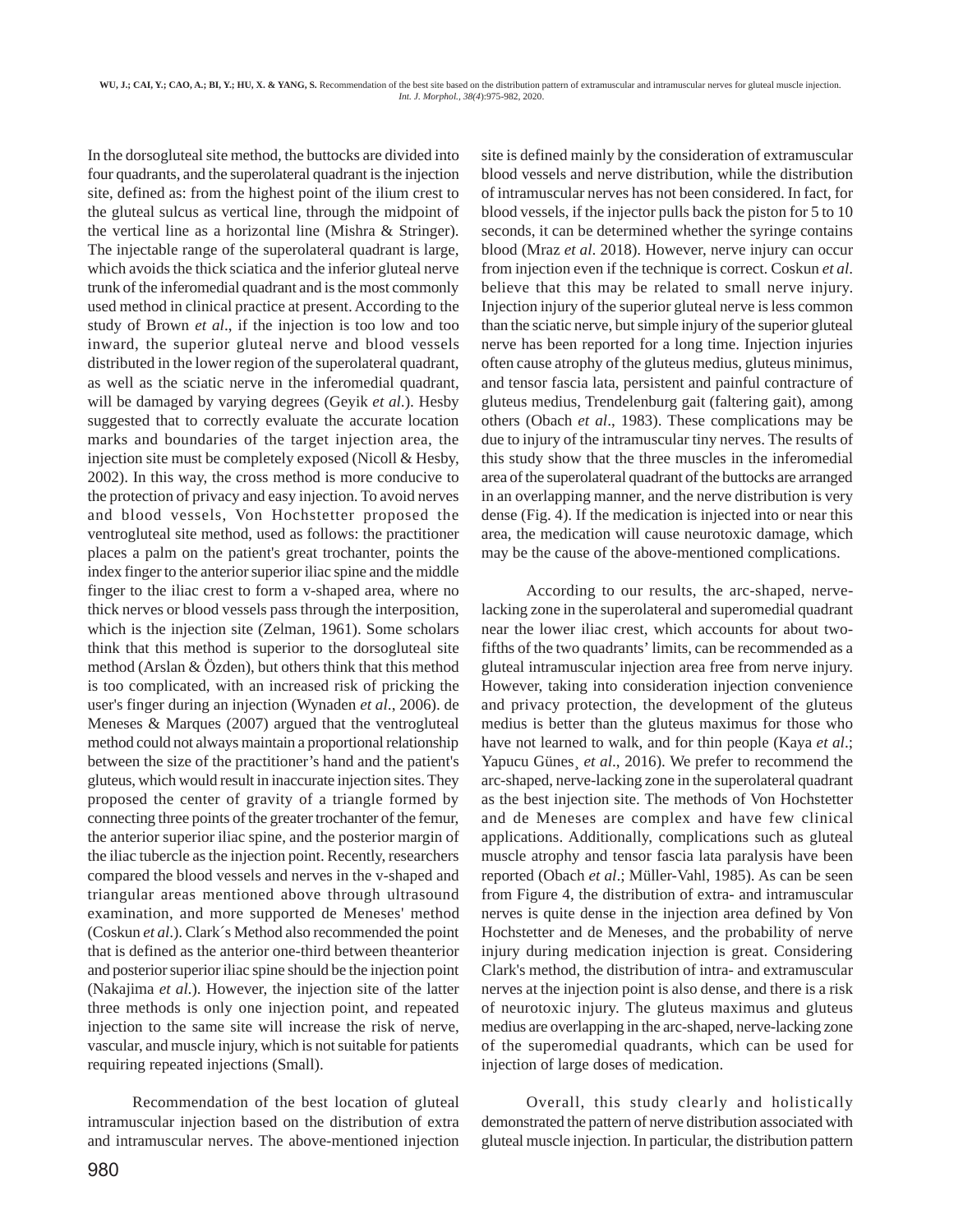In the dorsogluteal site method, the buttocks are divided into four quadrants, and the superolateral quadrant is the injection site, defined as: from the highest point of the ilium crest to the gluteal sulcus as vertical line, through the midpoint of the vertical line as a horizontal line (Mishra & Stringer). The injectable range of the superolateral quadrant is large, which avoids the thick sciatica and the inferior gluteal nerve trunk of the inferomedial quadrant and is the most commonly used method in clinical practice at present. According to the study of Brown *et al*., if the injection is too low and too inward, the superior gluteal nerve and blood vessels distributed in the lower region of the superolateral quadrant, as well as the sciatic nerve in the inferomedial quadrant, will be damaged by varying degrees (Geyik *et al*.). Hesby suggested that to correctly evaluate the accurate location marks and boundaries of the target injection area, the injection site must be completely exposed (Nicoll & Hesby, 2002). In this way, the cross method is more conducive to the protection of privacy and easy injection. To avoid nerves and blood vessels, Von Hochstetter proposed the ventrogluteal site method, used as follows: the practitioner places a palm on the patient's great trochanter, points the index finger to the anterior superior iliac spine and the middle finger to the iliac crest to form a v-shaped area, where no thick nerves or blood vessels pass through the interposition, which is the injection site (Zelman, 1961). Some scholars think that this method is superior to the dorsogluteal site method (Arslan & Özden), but others think that this method is too complicated, with an increased risk of pricking the user's finger during an injection (Wynaden *et al*., 2006). de Meneses & Marques (2007) argued that the ventrogluteal method could not always maintain a proportional relationship between the size of the practitioner's hand and the patient's gluteus, which would result in inaccurate injection sites. They proposed the center of gravity of a triangle formed by connecting three points of the greater trochanter of the femur, the anterior superior iliac spine, and the posterior margin of the iliac tubercle as the injection point. Recently, researchers compared the blood vessels and nerves in the v-shaped and triangular areas mentioned above through ultrasound examination, and more supported de Meneses' method (Coskun *et al*.). Clark´s Method also recommended the point that is defined as the anterior one-third between theanterior and posterior superior iliac spine should be the injection point (Nakajima *et al*.). However, the injection site of the latter three methods is only one injection point, and repeated injection to the same site will increase the risk of nerve, vascular, and muscle injury, which is not suitable for patients requiring repeated injections (Small).

Recommendation of the best location of gluteal intramuscular injection based on the distribution of extra and intramuscular nerves. The above-mentioned injection site is defined mainly by the consideration of extramuscular blood vessels and nerve distribution, while the distribution of intramuscular nerves has not been considered. In fact, for blood vessels, if the injector pulls back the piston for 5 to 10 seconds, it can be determined whether the syringe contains blood (Mraz *et al*. 2018). However, nerve injury can occur from injection even if the technique is correct. Coskun *et al*. believe that this may be related to small nerve injury. Injection injury of the superior gluteal nerve is less common than the sciatic nerve, but simple injury of the superior gluteal nerve has been reported for a long time. Injection injuries often cause atrophy of the gluteus medius, gluteus minimus, and tensor fascia lata, persistent and painful contracture of gluteus medius, Trendelenburg gait (faltering gait), among others (Obach *et al*., 1983). These complications may be due to injury of the intramuscular tiny nerves. The results of this study show that the three muscles in the inferomedial area of the superolateral quadrant of the buttocks are arranged in an overlapping manner, and the nerve distribution is very dense (Fig. 4). If the medication is injected into or near this area, the medication will cause neurotoxic damage, which may be the cause of the above-mentioned complications.

According to our results, the arc-shaped, nerve-lacking zone in the superolateral and superomedial quadrant near the lower iliac crest, which accounts for about two-fifths of the two quadrants' limits, can be recommended as a gluteal intramuscular injection area free from nerve injury. However, taking into consideration injection convenience and privacy protection, the development of the gluteus medius is better than the gluteus maximus for those who have not learned to walk, and for thin people (Kaya *et al*.; Yapucu Günes¸ *et al*., 2016). We prefer to recommend the arc-shaped, nerve-lacking zone in the superolateral quadrant as the best injection site. The methods of Von Hochstetter and de Meneses are complex and have few clinical applications. Additionally, complications such as gluteal muscle atrophy and tensor fascia lata paralysis have been reported (Obach *et al*.; Müller-Vahl, 1985). As can be seen from Figure 4, the distribution of extra- and intramuscular nerves is quite dense in the injection area defined by Von Hochstetter and de Meneses, and the probability of nerve injury during medication injection is great. Considering Clark's method, the distribution of intra- and extramuscular nerves at the injection point is also dense, and there is a risk of neurotoxic injury. The gluteus maximus and gluteus medius are overlapping in the arc-shaped, nerve-lacking zone of the superomedial quadrants, which can be used for injection of large doses of medication.

Overall, this study clearly and holistically demonstrated the pattern of nerve distribution associated with gluteal muscle injection. In particular, the distribution pattern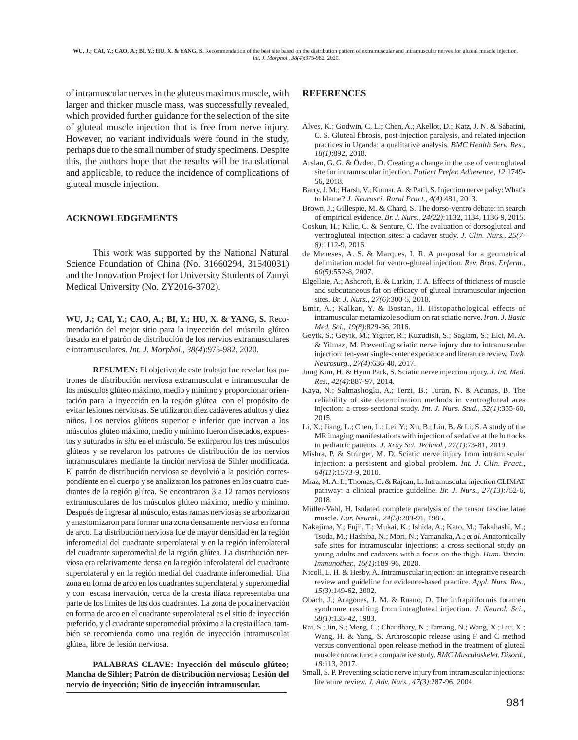of intramuscular nerves in the gluteus maximus muscle, with larger and thicker muscle mass, was successfully revealed, which provided further guidance for the selection of the site of gluteal muscle injection that is free from nerve injury. However, no variant individuals were found in the study, perhaps due to the small number of study specimens. Despite this, the authors hope that the results will be translational and applicable, to reduce the incidence of complications of gluteal muscle injection.

## ACKNOWLEDGEMENTS

This work was supported by the National Natural Science Foundation of China (No. 31660294, 31540031) and the Innovation Project for University Students of Zunyi Medical University (No. ZY2016-3702).

---

**WU, J.; CAI, Y.; CAO, A.; BI, Y.; HU, X. & YANG, S.** Recomendación del mejor sitio para la inyección del músculo glúteo basado en el patrón de distribución de los nervios extramusculares e intramusculares. *Int. J. Morphol., 38(4)*:975-982, 2020.

**RESUMEN:** El objetivo de este trabajo fue revelar los patrones de distribución nerviosa extramusculat e intramuscular de los músculos glúteo máximo, medio y mínimo y proporcionar orientación para la inyección en la región glútea con el propósito de evitar lesiones nerviosas. Se utilizaron diez cadáveres adultos y diez niños. Los nervios glúteos superior e inferior que inervan a los músculos glúteo máximo, medio y mínimo fueron disecados, expuestos y suturados *in situ* en el músculo. Se extirparon los tres músculos glúteos y se revelaron los patrones de distribución de los nervios intramusculares mediante la tinción nerviosa de Sihler modificada. El patrón de distribución nerviosa se devolvió a la posición correspondiente en el cuerpo y se analizaron los patrones en los cuatro cuadrantes de la región glútea. Se encontraron 3 a 12 ramos nerviosos extramusculares de los músculos glúteo máximo, medio y mínimo. Después de ingresar al músculo, estas ramas nerviosas se arborizaron y anastomizaron para formar una zona densamente nerviosa en forma de arco. La distribución nerviosa fue de mayor densidad en la región inferomedial del cuadrante superolateral y en la región inferolateral del cuadrante superomedial de la región glútea. La distribución nerviosa era relativamente densa en la región inferolateral del cuadrante superolateral y en la región medial del cuadrante inferomedial. Una zona en forma de arco en los cuadrantes superolateral y superomedial y con escasa inervación, cerca de la cresta ilíaca representaba una parte de los límites de los dos cuadrantes. La zona de poca inervación en forma de arco en el cuadrante superolateral es el sitio de inyección preferido, y el cuadrante superomedial próximo a la cresta ilíaca también se recomienda como una región de inyección intramuscular glútea, libre de lesión nerviosa.

**PALABRAS CLAVE: Inyección del músculo glúteo; Mancha de Sihler; Patrón de distribución nerviosa; Lesión del nervio de inyección; Sitio de inyección intramuscular.**

---

## REFERENCES

Alves, K.; Godwin, C. L.; Chen, A.; Akellot, D.; Katz, J. N. & Sabatini, C. S. Gluteal fibrosis, post-injection paralysis, and related injection practices in Uganda: a qualitative analysis. *BMC Health Serv. Res., 18(1)*:892, 2018.

Arslan, G. G. & Özden, D. Creating a change in the use of ventrogluteal site for intramuscular injection. *Patient Prefer. Adherence, 12*:1749-56, 2018.

Barry, J. M.; Harsh, V.; Kumar, A. & Patil, S. Injection nerve palsy: What's to blame? *J. Neurosci. Rural Pract., 4(4)*:481, 2013.

Brown, J.; Gillespie, M. & Chard, S. The dorso-ventro debate: in search of empirical evidence. *Br. J. Nurs., 24(22)*:1132, 1134, 1136-9, 2015.

Coskun, H.; Kilic, C. & Senture, C. The evaluation of dorsogluteal and ventrogluteal injection sites: a cadaver study. *J. Clin. Nurs., 25(7-8)*:1112-9, 2016.

de Meneses, A. S. & Marques, I. R. A proposal for a geometrical delimitation model for ventro-gluteal injection. *Rev. Bras. Enferm., 60(5)*:552-8, 2007.

Elgellaie, A.; Ashcroft, E. & Larkin, T. A. Effects of thickness of muscle and subcutaneous fat on efficacy of gluteal intramuscular injection sites. *Br. J. Nurs., 27(6)*:300-5, 2018.

Emir, A.; Kalkan, Y. & Bostan, H. Histopathological effects of intramuscular metamizole sodium on rat sciatic nerve. *Iran. J. Basic Med. Sci., 19(8)*:829-36, 2016.

Geyik, S.; Geyik, M.; Yigiter, R.; Kuzudisli, S.; Saglam, S.; Elci, M. A. & Yilmaz, M. Preventing sciatic nerve injury due to intramuscular injection: ten-year single-center experience and literature review. *Turk. Neurosurg., 27(4)*:636-40, 2017.

Jung Kim, H. & Hyun Park, S. Sciatic nerve injection injury. *J. Int. Med. Res., 42(4)*:887-97, 2014.

Kaya, N.; Salmaslıoglu, A.; Terzi, B.; Turan, N. & Acunas, B. The reliability of site determination methods in ventrogluteal area injection: a cross-sectional study. *Int. J. Nurs. Stud., 52(1)*:355-60, 2015.

Li, X.; Jiang, L.; Chen, L.; Lei, Y.; Xu, B.; Liu, B. & Li, S. A study of the MR imaging manifestations with injection of sedative at the buttocks in pediatric patients. *J. Xray Sci. Technol., 27(1)*:73-81, 2019.

Mishra, P. & Stringer, M. D. Sciatic nerve injury from intramuscular injection: a persistent and global problem. *Int. J. Clin. Pract., 64(11)*:1573-9, 2010.

Mraz, M. A. I.; Thomas, C. & Rajcan, L. Intramuscular injection CLIMAT pathway: a clinical practice guideline. *Br. J. Nurs., 27(13)*:752-6, 2018.

Müller-Vahl, H. Isolated complete paralysis of the tensor fasciae latae muscle. *Eur. Neurol., 24(5)*:289-91, 1985.

Nakajima, Y.; Fujii, T.; Mukai, K.; Ishida, A.; Kato, M.; Takahashi, M.; Tsuda, M.; Hashiba, N.; Mori, N.; Yamanaka, A.; *et al*. Anatomically safe sites for intramuscular injections: a cross-sectional study on young adults and cadavers with a focus on the thigh. *Hum. Vaccin. Immunother., 16(1)*:189-96, 2020.

Nicoll, L. H. & Hesby, A. Intramuscular injection: an integrative research review and guideline for evidence-based practice. *Appl. Nurs. Res., 15(3)*:149-62, 2002.

Obach, J.; Aragones, J. M. & Ruano, D. The infrapiriformis foramen syndrome resulting from intragluteal injection. *J. Neurol. Sci., 58(1)*:135-42, 1983.

Rai, S.; Jin, S.; Meng, C.; Chaudhary, N.; Tamang, N.; Wang, X.; Liu, X.; Wang, H. & Yang, S. Arthroscopic release using F and C method versus conventional open release method in the treatment of gluteal muscle contracture: a comparative study. *BMC Musculoskelet. Disord., 18*:113, 2017.

Small, S. P. Preventing sciatic nerve injury from intramuscular injections: literature review. *J. Adv. Nurs., 47(3)*:287-96, 2004.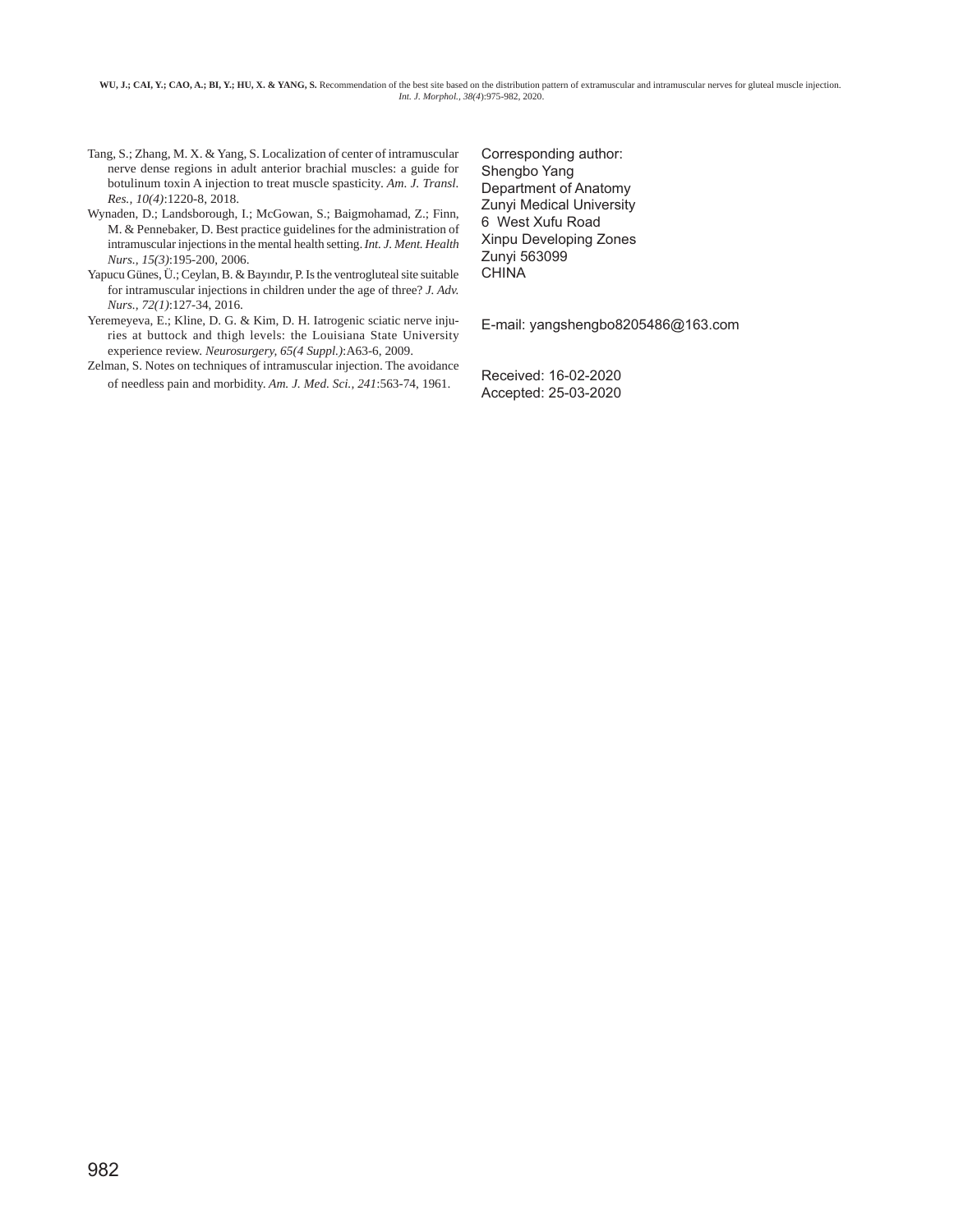Tang, S.; Zhang, M. X. & Yang, S. Localization of center of intramuscular nerve dense regions in adult anterior brachial muscles: a guide for botulinum toxin A injection to treat muscle spasticity. *Am. J. Transl. Res., 10(4)*:1220-8, 2018.

Wynaden, D.; Landsborough, I.; McGowan, S.; Baigmohamad, Z.; Finn, M. & Pennebaker, D. Best practice guidelines for the administration of intramuscular injections in the mental health setting. *Int. J. Ment. Health Nurs., 15(3)*:195-200, 2006.

Yapucu Günes, Ü.; Ceylan, B. & Bayındır, P. Is the ventrogluteal site suitable for intramuscular injections in children under the age of three? *J. Adv. Nurs., 72(1)*:127-34, 2016.

Yeremeyeva, E.; Kline, D. G. & Kim, D. H. Iatrogenic sciatic nerve injuries at buttock and thigh levels: the Louisiana State University experience review. *Neurosurgery, 65(4 Suppl.)*:A63-6, 2009.

Zelman, S. Notes on techniques of intramuscular injection. The avoidance of needless pain and morbidity. *Am. J. Med. Sci., 241*:563-74, 1961.

Corresponding author:
Shengbo Yang
Department of Anatomy
Zunyi Medical University
6 West Xufu Road
Xinpu Developing Zones
Zunyi 563099
CHINA

E-mail: yangshengbo8205486@163.com

Received: 16-02-2020
Accepted: 25-03-2020